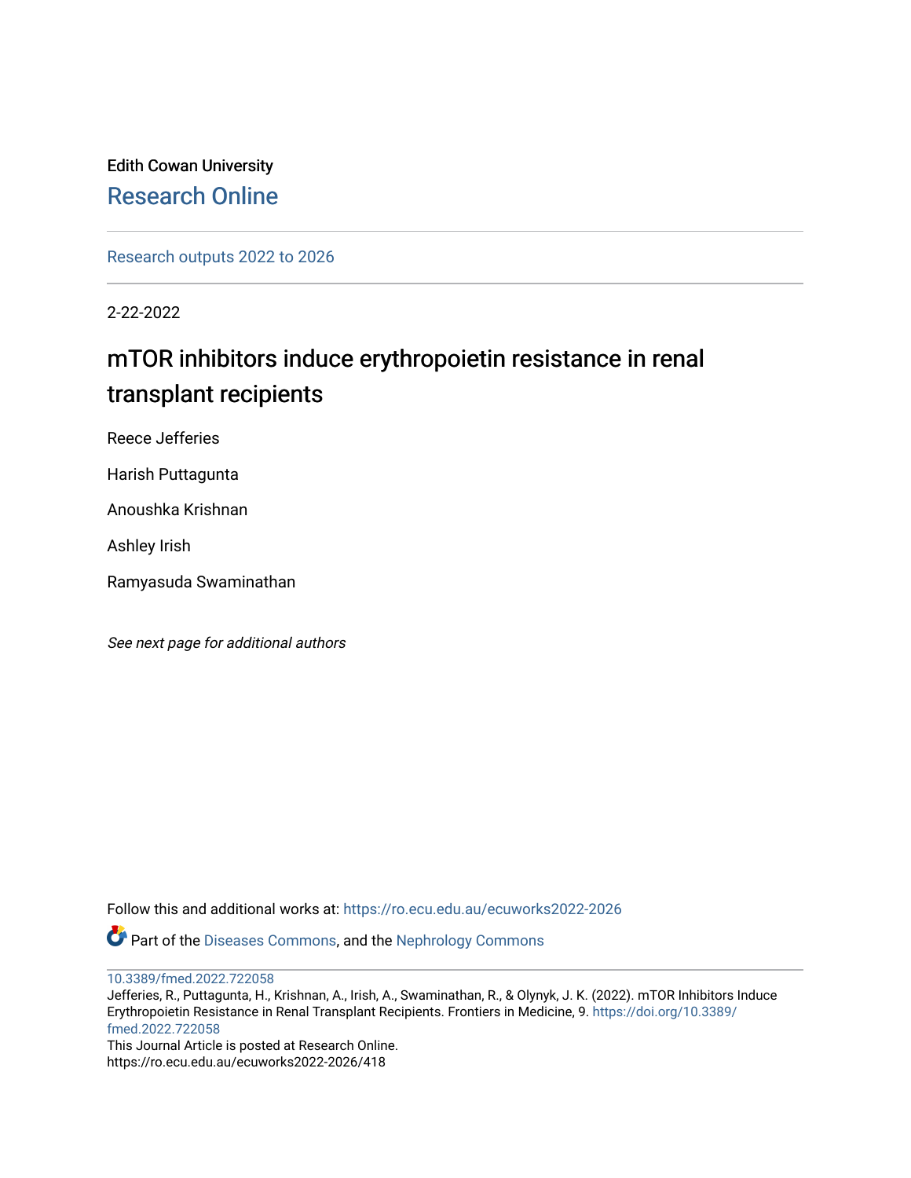Edith Cowan University

Research Online

Research outputs 2022 to 2026

2-22-2022

# mTOR inhibitors induce erythropoietin resistance in renal transplant recipients

Reece Jefferies

Harish Puttagunta

Anoushka Krishnan

Ashley Irish

Ramyasuda Swaminathan

*See next page for additional authors*

Follow this and additional works at: https://ro.ecu.edu.au/ecuworks2022-2026

Part of the Diseases Commons, and the Nephrology Commons

10.3389/fmed.2022.722058

Jefferies, R., Puttagunta, H., Krishnan, A., Irish, A., Swaminathan, R., & Olynyk, J. K. (2022). mTOR Inhibitors Induce Erythropoietin Resistance in Renal Transplant Recipients. Frontiers in Medicine, 9. https://doi.org/10.3389/fmed.2022.722058

This Journal Article is posted at Research Online.

https://ro.ecu.edu.au/ecuworks2022-2026/418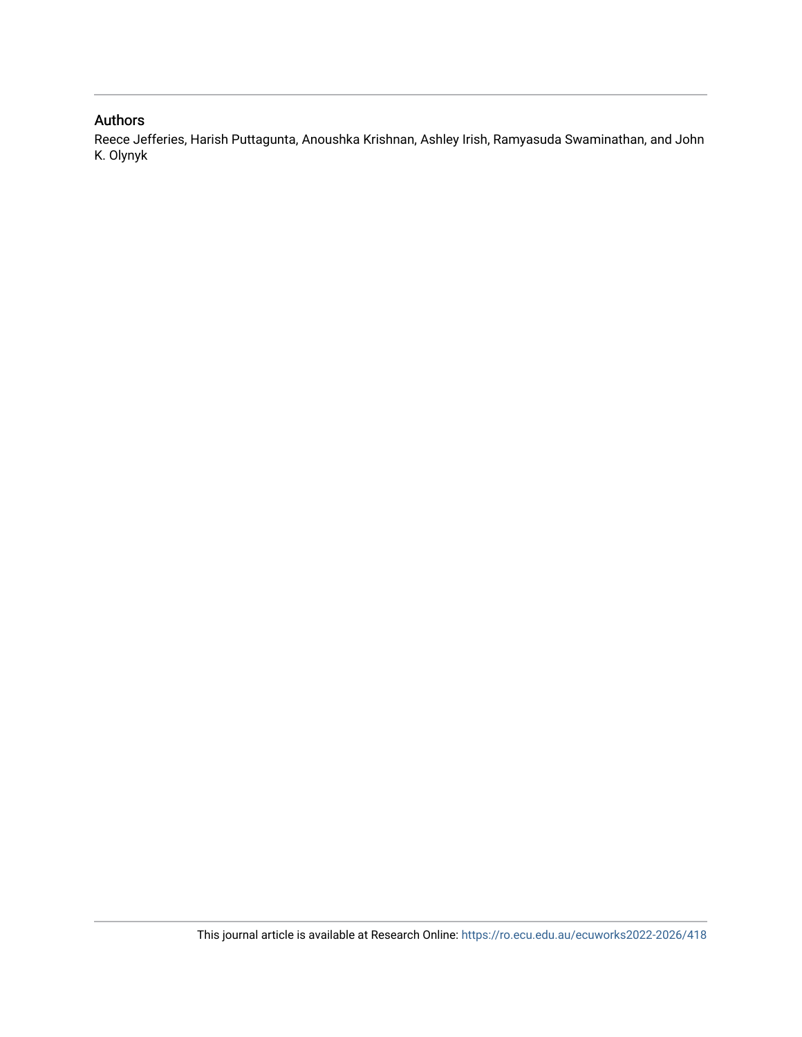## Authors

Reece Jefferies, Harish Puttagunta, Anoushka Krishnan, Ashley Irish, Ramyasuda Swaminathan, and John K. Olynyk

This journal article is available at Research Online: https://ro.ecu.edu.au/ecuworks2022-2026/418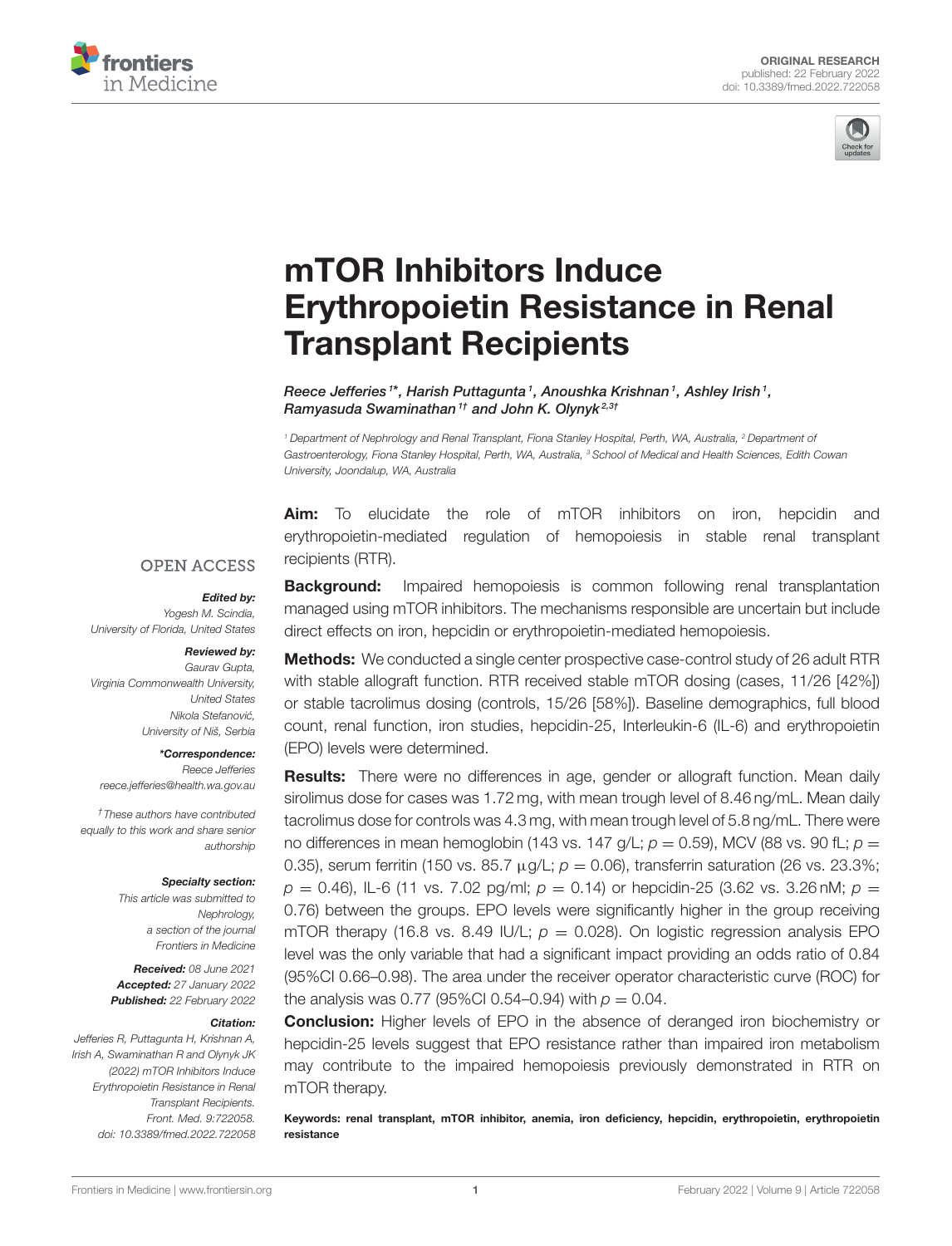ORIGINAL RESEARCH
published: 22 February 2022
doi: 10.3389/fmed.2022.722058

# mTOR Inhibitors Induce Erythropoietin Resistance in Renal Transplant Recipients

*Reece Jefferies[1]\*, Harish Puttagunta[1], Anoushka Krishnan[1], Ashley Irish[1], Ramyasuda Swaminathan[1†] and John K. Olynyk[2,3†]*

[1] Department of Nephrology and Renal Transplant, Fiona Stanley Hospital, Perth, WA, Australia, [2] Department of Gastroenterology, Fiona Stanley Hospital, Perth, WA, Australia, [3] School of Medical and Health Sciences, Edith Cowan University, Joondalup, WA, Australia

OPEN ACCESS

***Edited by:***
*Yogesh M. Scindia, University of Florida, United States*

***Reviewed by:***
*Gaurav Gupta, Virginia Commonwealth University, United States*
*Nikola Stefanović, University of Niš, Serbia*

***\*Correspondence:***
*Reece Jefferies*
*reece.jefferies@health.wa.gov.au*

*†These authors have contributed equally to this work and share senior authorship*

***Specialty section:***
*This article was submitted to Nephrology, a section of the journal Frontiers in Medicine*

***Received:*** *08 June 2021*
***Accepted:*** *27 January 2022*
***Published:*** *22 February 2022*

***Citation:***
*Jefferies R, Puttagunta H, Krishnan A, Irish A, Swaminathan R and Olynyk JK (2022) mTOR Inhibitors Induce Erythropoietin Resistance in Renal Transplant Recipients. Front. Med. 9:722058. doi: 10.3389/fmed.2022.722058*

**Aim:** To elucidate the role of mTOR inhibitors on iron, hepcidin and erythropoietin-mediated regulation of hemopoiesis in stable renal transplant recipients (RTR).

**Background:** Impaired hemopoiesis is common following renal transplantation managed using mTOR inhibitors. The mechanisms responsible are uncertain but include direct effects on iron, hepcidin or erythropoietin-mediated hemopoiesis.

**Methods:** We conducted a single center prospective case-control study of 26 adult RTR with stable allograft function. RTR received stable mTOR dosing (cases, 11/26 [42%]) or stable tacrolimus dosing (controls, 15/26 [58%]). Baseline demographics, full blood count, renal function, iron studies, hepcidin-25, Interleukin-6 (IL-6) and erythropoietin (EPO) levels were determined.

**Results:** There were no differences in age, gender or allograft function. Mean daily sirolimus dose for cases was 1.72 mg, with mean trough level of 8.46 ng/mL. Mean daily tacrolimus dose for controls was 4.3 mg, with mean trough level of 5.8 ng/mL. There were no differences in mean hemoglobin (143 vs. 147 g/L; $p = 0.59$), MCV (88 vs. 90 fL; $p = 0.35$), serum ferritin (150 vs. 85.7 μg/L; $p = 0.06$), transferrin saturation (26 vs. 23.3%; $p = 0.46$), IL-6 (11 vs. 7.02 pg/ml; $p = 0.14$) or hepcidin-25 (3.62 vs. 3.26 nM; $p = 0.76$) between the groups. EPO levels were significantly higher in the group receiving mTOR therapy (16.8 vs. 8.49 IU/L; $p = 0.028$). On logistic regression analysis EPO level was the only variable that had a significant impact providing an odds ratio of 0.84 (95%CI 0.66–0.98). The area under the receiver operator characteristic curve (ROC) for the analysis was 0.77 (95%CI 0.54–0.94) with $p = 0.04$.

**Conclusion:** Higher levels of EPO in the absence of deranged iron biochemistry or hepcidin-25 levels suggest that EPO resistance rather than impaired iron metabolism may contribute to the impaired hemopoiesis previously demonstrated in RTR on mTOR therapy.

**Keywords: renal transplant, mTOR inhibitor, anemia, iron deficiency, hepcidin, erythropoietin, erythropoietin resistance**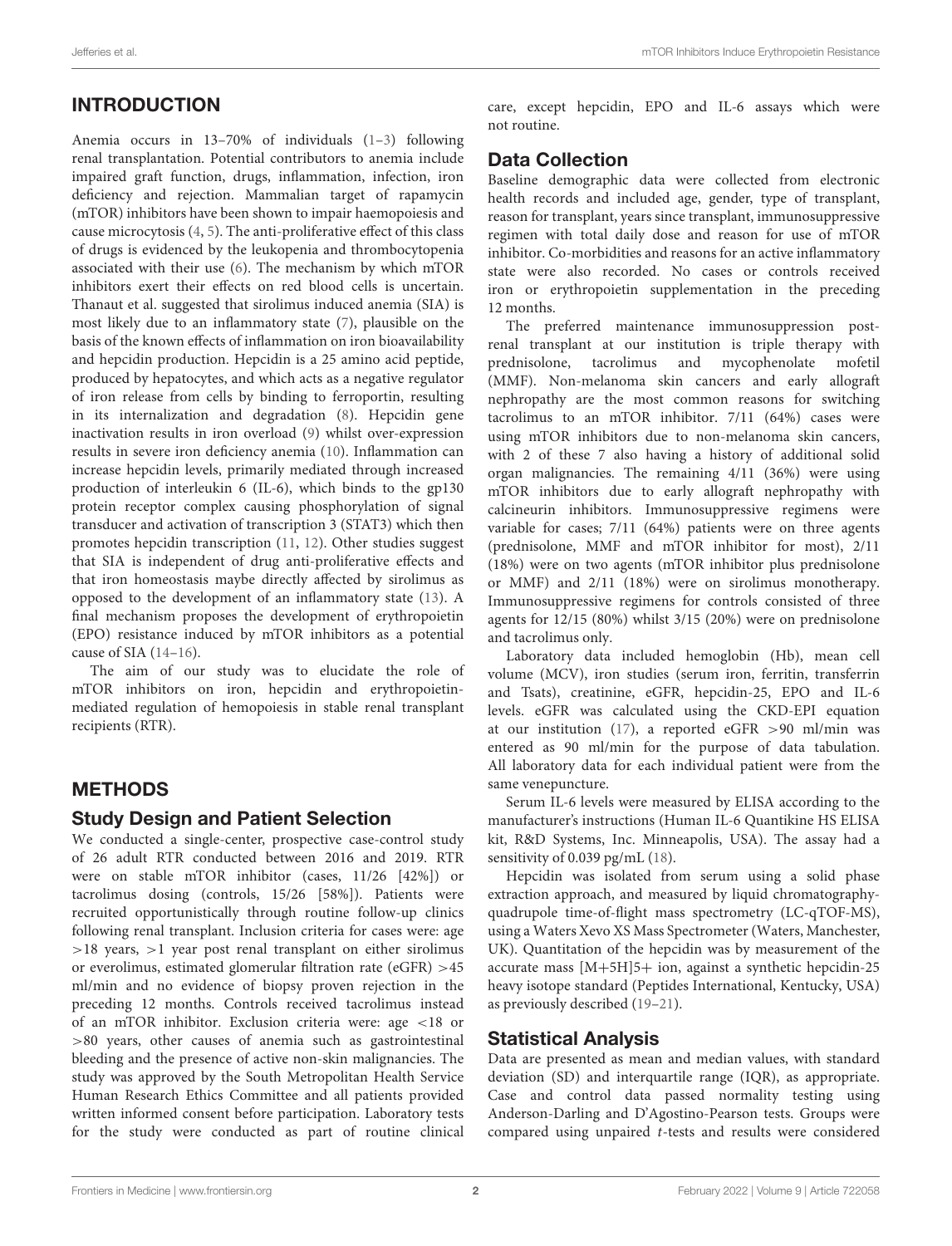## INTRODUCTION

Anemia occurs in 13–70% of individuals (1–3) following renal transplantation. Potential contributors to anemia include impaired graft function, drugs, inflammation, infection, iron deficiency and rejection. Mammalian target of rapamycin (mTOR) inhibitors have been shown to impair haemopoiesis and cause microcytosis (4, 5). The anti-proliferative effect of this class of drugs is evidenced by the leukopenia and thrombocytopenia associated with their use (6). The mechanism by which mTOR inhibitors exert their effects on red blood cells is uncertain. Thanaut et al. suggested that sirolimus induced anemia (SIA) is most likely due to an inflammatory state (7), plausible on the basis of the known effects of inflammation on iron bioavailability and hepcidin production. Hepcidin is a 25 amino acid peptide, produced by hepatocytes, and which acts as a negative regulator of iron release from cells by binding to ferroportin, resulting in its internalization and degradation (8). Hepcidin gene inactivation results in iron overload (9) whilst over-expression results in severe iron deficiency anemia (10). Inflammation can increase hepcidin levels, primarily mediated through increased production of interleukin 6 (IL-6), which binds to the gp130 protein receptor complex causing phosphorylation of signal transducer and activation of transcription 3 (STAT3) which then promotes hepcidin transcription (11, 12). Other studies suggest that SIA is independent of drug anti-proliferative effects and that iron homeostasis maybe directly affected by sirolimus as opposed to the development of an inflammatory state (13). A final mechanism proposes the development of erythropoietin (EPO) resistance induced by mTOR inhibitors as a potential cause of SIA (14–16).

The aim of our study was to elucidate the role of mTOR inhibitors on iron, hepcidin and erythropoietin-mediated regulation of hemopoiesis in stable renal transplant recipients (RTR).

## METHODS

### Study Design and Patient Selection

We conducted a single-center, prospective case-control study of 26 adult RTR conducted between 2016 and 2019. RTR were on stable mTOR inhibitor (cases, 11/26 [42%]) or tacrolimus dosing (controls, 15/26 [58%]). Patients were recruited opportunistically through routine follow-up clinics following renal transplant. Inclusion criteria for cases were: age >18 years, >1 year post renal transplant on either sirolimus or everolimus, estimated glomerular filtration rate (eGFR) >45 ml/min and no evidence of biopsy proven rejection in the preceding 12 months. Controls received tacrolimus instead of an mTOR inhibitor. Exclusion criteria were: age <18 or >80 years, other causes of anemia such as gastrointestinal bleeding and the presence of active non-skin malignancies. The study was approved by the South Metropolitan Health Service Human Research Ethics Committee and all patients provided written informed consent before participation. Laboratory tests for the study were conducted as part of routine clinical care, except hepcidin, EPO and IL-6 assays which were not routine.

### Data Collection

Baseline demographic data were collected from electronic health records and included age, gender, type of transplant, reason for transplant, years since transplant, immunosuppressive regimen with total daily dose and reason for use of mTOR inhibitor. Co-morbidities and reasons for an active inflammatory state were also recorded. No cases or controls received iron or erythropoietin supplementation in the preceding 12 months.

The preferred maintenance immunosuppression post-renal transplant at our institution is triple therapy with prednisolone, tacrolimus and mycophenolate mofetil (MMF). Non-melanoma skin cancers and early allograft nephropathy are the most common reasons for switching tacrolimus to an mTOR inhibitor. 7/11 (64%) cases were using mTOR inhibitors due to non-melanoma skin cancers, with 2 of these 7 also having a history of additional solid organ malignancies. The remaining 4/11 (36%) were using mTOR inhibitors due to early allograft nephropathy with calcineurin inhibitors. Immunosuppressive regimens were variable for cases; 7/11 (64%) patients were on three agents (prednisolone, MMF and mTOR inhibitor for most), 2/11 (18%) were on two agents (mTOR inhibitor plus prednisolone or MMF) and 2/11 (18%) were on sirolimus monotherapy. Immunosuppressive regimens for controls consisted of three agents for 12/15 (80%) whilst 3/15 (20%) were on prednisolone and tacrolimus only.

Laboratory data included hemoglobin (Hb), mean cell volume (MCV), iron studies (serum iron, ferritin, transferrin and Tsats), creatinine, eGFR, hepcidin-25, EPO and IL-6 levels. eGFR was calculated using the CKD-EPI equation at our institution (17), a reported eGFR >90 ml/min was entered as 90 ml/min for the purpose of data tabulation. All laboratory data for each individual patient were from the same venepuncture.

Serum IL-6 levels were measured by ELISA according to the manufacturer's instructions (Human IL-6 Quantikine HS ELISA kit, R&D Systems, Inc. Minneapolis, USA). The assay had a sensitivity of 0.039 pg/mL (18).

Hepcidin was isolated from serum using a solid phase extraction approach, and measured by liquid chromatography-quadrupole time-of-flight mass spectrometry (LC-qTOF-MS), using a Waters Xevo XS Mass Spectrometer (Waters, Manchester, UK). Quantitation of the hepcidin was by measurement of the accurate mass $[M+5H]^{5+}$ ion, against a synthetic hepcidin-25 heavy isotope standard (Peptides International, Kentucky, USA) as previously described (19–21).

### Statistical Analysis

Data are presented as mean and median values, with standard deviation (SD) and interquartile range (IQR), as appropriate. Case and control data passed normality testing using Anderson-Darling and D'Agostino-Pearson tests. Groups were compared using unpaired *t*-tests and results were considered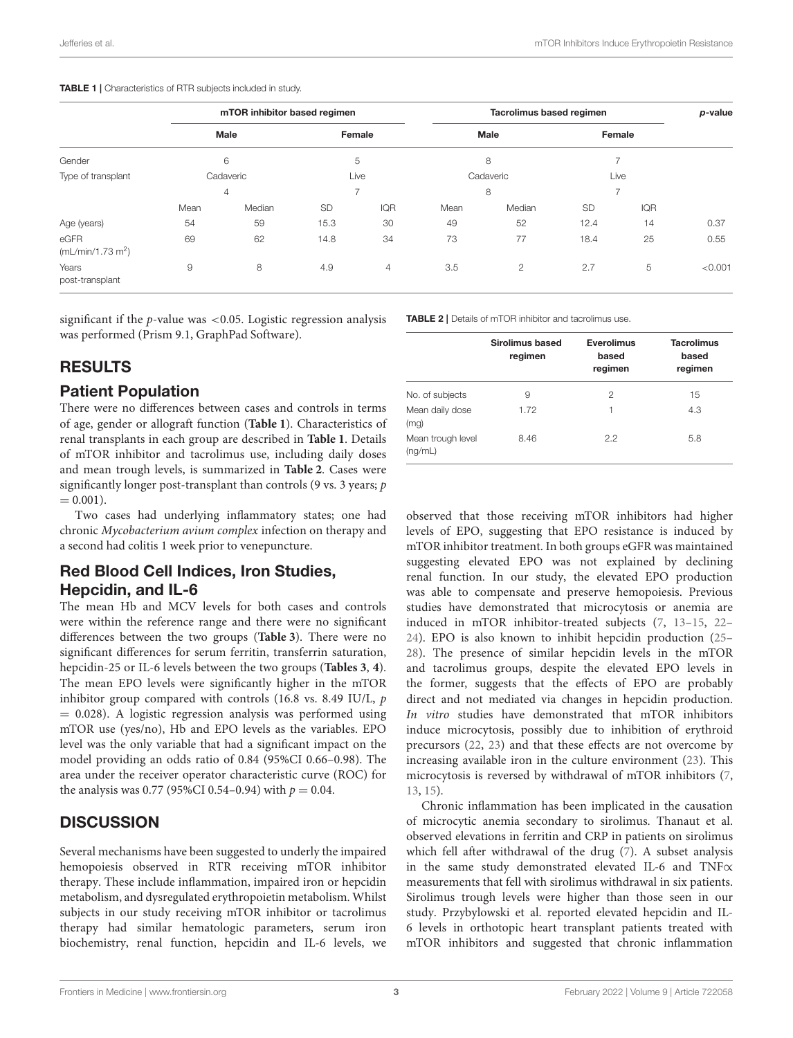**TABLE 1 |** Characteristics of RTR subjects included in study.

| | mTOR inhibitor based regimen | | | | Tacrolimus based regimen | | | | p-value |
|---|---|---|---|---|---|---|---|---|---|
| | Male | | Female | | Male | | Female | | |
| Gender | 6 | | 5 | | 8 | | 7 | | |
| Type of transplant | Cadaveric | | Live | | Cadaveric | | Live | | |
| | 4 | | 7 | | 8 | | 7 | | |
| | Mean | Median | SD | IQR | Mean | Median | SD | IQR | |
| Age (years) | 54 | 59 | 15.3 | 30 | 49 | 52 | 12.4 | 14 | 0.37 |
| eGFR (mL/min/1.73 m$^2$) | 69 | 62 | 14.8 | 34 | 73 | 77 | 18.4 | 25 | 0.55 |
| Years post-transplant | 9 | 8 | 4.9 | 4 | 3.5 | 2 | 2.7 | 5 | <0.001 |

significant if the *p*-value was <0.05. Logistic regression analysis was performed (Prism 9.1, GraphPad Software).

## RESULTS

### Patient Population

There were no differences between cases and controls in terms of age, gender or allograft function (**Table 1**). Characteristics of renal transplants in each group are described in **Table 1**. Details of mTOR inhibitor and tacrolimus use, including daily doses and mean trough levels, is summarized in **Table 2**. Cases were significantly longer post-transplant than controls (9 vs. 3 years; $p = 0.001$).

Two cases had underlying inflammatory states; one had chronic *Mycobacterium avium complex* infection on therapy and a second had colitis 1 week prior to venepuncture.

### Red Blood Cell Indices, Iron Studies, Hepcidin, and IL-6

The mean Hb and MCV levels for both cases and controls were within the reference range and there were no significant differences between the two groups (**Table 3**). There were no significant differences for serum ferritin, transferrin saturation, hepcidin-25 or IL-6 levels between the two groups (**Tables 3**, **4**). The mean EPO levels were significantly higher in the mTOR inhibitor group compared with controls (16.8 vs. 8.49 IU/L, $p = 0.028$). A logistic regression analysis was performed using mTOR use (yes/no), Hb and EPO levels as the variables. EPO level was the only variable that had a significant impact on the model providing an odds ratio of 0.84 (95%CI 0.66–0.98). The area under the receiver operator characteristic curve (ROC) for the analysis was 0.77 (95%CI 0.54–0.94) with $p = 0.04$.

**TABLE 2 |** Details of mTOR inhibitor and tacrolimus use.

| | Sirolimus based regimen | Everolimus based regimen | Tacrolimus based regimen |
|---|---|---|---|
| No. of subjects | 9 | 2 | 15 |
| Mean daily dose (mg) | 1.72 | 1 | 4.3 |
| Mean trough level (ng/mL) | 8.46 | 2.2 | 5.8 |

## DISCUSSION

Several mechanisms have been suggested to underly the impaired hemopoiesis observed in RTR receiving mTOR inhibitor therapy. These include inflammation, impaired iron or hepcidin metabolism, and dysregulated erythropoietin metabolism. Whilst subjects in our study receiving mTOR inhibitor or tacrolimus therapy had similar hematologic parameters, serum iron biochemistry, renal function, hepcidin and IL-6 levels, we observed that those receiving mTOR inhibitors had higher levels of EPO, suggesting that EPO resistance is induced by mTOR inhibitor treatment. In both groups eGFR was maintained suggesting elevated EPO was not explained by declining renal function. In our study, the elevated EPO production was able to compensate and preserve hemopoiesis. Previous studies have demonstrated that microcytosis or anemia are induced in mTOR inhibitor-treated subjects (7, 13–15, 22–24). EPO is also known to inhibit hepcidin production (25–28). The presence of similar hepcidin levels in the mTOR and tacrolimus groups, despite the elevated EPO levels in the former, suggests that the effects of EPO are probably direct and not mediated via changes in hepcidin production. *In vitro* studies have demonstrated that mTOR inhibitors induce microcytosis, possibly due to inhibition of erythroid precursors (22, 23) and that these effects are not overcome by increasing available iron in the culture environment (23). This microcytosis is reversed by withdrawal of mTOR inhibitors (7, 13, 15).

Chronic inflammation has been implicated in the causation of microcytic anemia secondary to sirolimus. Thanaut et al. observed elevations in ferritin and CRP in patients on sirolimus which fell after withdrawal of the drug (7). A subset analysis in the same study demonstrated elevated IL-6 and TNF$\alpha$ measurements that fell with sirolimus withdrawal in six patients. Sirolimus trough levels were higher than those seen in our study. Przybylowski et al. reported elevated hepcidin and IL-6 levels in orthotopic heart transplant patients treated with mTOR inhibitors and suggested that chronic inflammation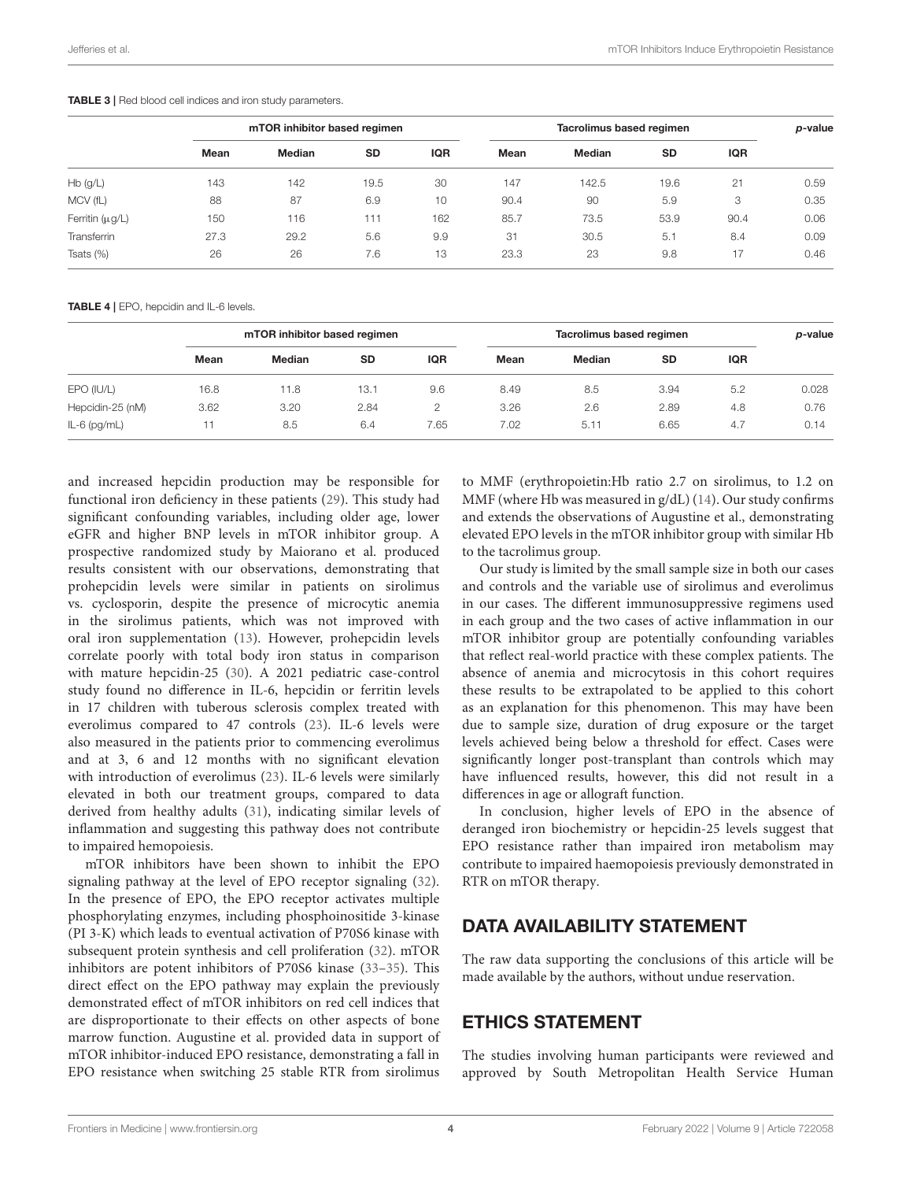**TABLE 3 |** Red blood cell indices and iron study parameters.

| | mTOR inhibitor based regimen | | | | Tacrolimus based regimen | | | | *p*-value |
|---|---|---|---|---|---|---|---|---|---|
| | Mean | Median | SD | IQR | Mean | Median | SD | IQR | |
| Hb (g/L) | 143 | 142 | 19.5 | 30 | 147 | 142.5 | 19.6 | 21 | 0.59 |
| MCV (fL) | 88 | 87 | 6.9 | 10 | 90.4 | 90 | 5.9 | 3 | 0.35 |
| Ferritin (μg/L) | 150 | 116 | 111 | 162 | 85.7 | 73.5 | 53.9 | 90.4 | 0.06 |
| Transferrin | 27.3 | 29.2 | 5.6 | 9.9 | 31 | 30.5 | 5.1 | 8.4 | 0.09 |
| Tsats (%) | 26 | 26 | 7.6 | 13 | 23.3 | 23 | 9.8 | 17 | 0.46 |

**TABLE 4 |** EPO, hepcidin and IL-6 levels.

| | mTOR inhibitor based regimen | | | | Tacrolimus based regimen | | | | *p*-value |
|---|---|---|---|---|---|---|---|---|---|
| | Mean | Median | SD | IQR | Mean | Median | SD | IQR | |
| EPO (IU/L) | 16.8 | 11.8 | 13.1 | 9.6 | 8.49 | 8.5 | 3.94 | 5.2 | 0.028 |
| Hepcidin-25 (nM) | 3.62 | 3.20 | 2.84 | 2 | 3.26 | 2.6 | 2.89 | 4.8 | 0.76 |
| IL-6 (pg/mL) | 11 | 8.5 | 6.4 | 7.65 | 7.02 | 5.11 | 6.65 | 4.7 | 0.14 |

and increased hepcidin production may be responsible for functional iron deficiency in these patients (29). This study had significant confounding variables, including older age, lower eGFR and higher BNP levels in mTOR inhibitor group. A prospective randomized study by Maiorano et al. produced results consistent with our observations, demonstrating that prohepcidin levels were similar in patients on sirolimus vs. cyclosporin, despite the presence of microcytic anemia in the sirolimus patients, which was not improved with oral iron supplementation (13). However, prohepcidin levels correlate poorly with total body iron status in comparison with mature hepcidin-25 (30). A 2021 pediatric case-control study found no difference in IL-6, hepcidin or ferritin levels in 17 children with tuberous sclerosis complex treated with everolimus compared to 47 controls (23). IL-6 levels were also measured in the patients prior to commencing everolimus and at 3, 6 and 12 months with no significant elevation with introduction of everolimus (23). IL-6 levels were similarly elevated in both our treatment groups, compared to data derived from healthy adults (31), indicating similar levels of inflammation and suggesting this pathway does not contribute to impaired hemopoiesis.

mTOR inhibitors have been shown to inhibit the EPO signaling pathway at the level of EPO receptor signaling (32). In the presence of EPO, the EPO receptor activates multiple phosphorylating enzymes, including phosphoinositide 3-kinase (PI 3-K) which leads to eventual activation of P70S6 kinase with subsequent protein synthesis and cell proliferation (32). mTOR inhibitors are potent inhibitors of P70S6 kinase (33–35). This direct effect on the EPO pathway may explain the previously demonstrated effect of mTOR inhibitors on red cell indices that are disproportionate to their effects on other aspects of bone marrow function. Augustine et al. provided data in support of mTOR inhibitor-induced EPO resistance, demonstrating a fall in EPO resistance when switching 25 stable RTR from sirolimus to MMF (erythropoietin:Hb ratio 2.7 on sirolimus, to 1.2 on MMF (where Hb was measured in g/dL) (14). Our study confirms and extends the observations of Augustine et al., demonstrating elevated EPO levels in the mTOR inhibitor group with similar Hb to the tacrolimus group.

Our study is limited by the small sample size in both our cases and controls and the variable use of sirolimus and everolimus in our cases. The different immunosuppressive regimens used in each group and the two cases of active inflammation in our mTOR inhibitor group are potentially confounding variables that reflect real-world practice with these complex patients. The absence of anemia and microcytosis in this cohort requires these results to be extrapolated to be applied to this cohort as an explanation for this phenomenon. This may have been due to sample size, duration of drug exposure or the target levels achieved being below a threshold for effect. Cases were significantly longer post-transplant than controls which may have influenced results, however, this did not result in a differences in age or allograft function.

In conclusion, higher levels of EPO in the absence of deranged iron biochemistry or hepcidin-25 levels suggest that EPO resistance rather than impaired iron metabolism may contribute to impaired haemopoiesis previously demonstrated in RTR on mTOR therapy.

## DATA AVAILABILITY STATEMENT

The raw data supporting the conclusions of this article will be made available by the authors, without undue reservation.

## ETHICS STATEMENT

The studies involving human participants were reviewed and approved by South Metropolitan Health Service Human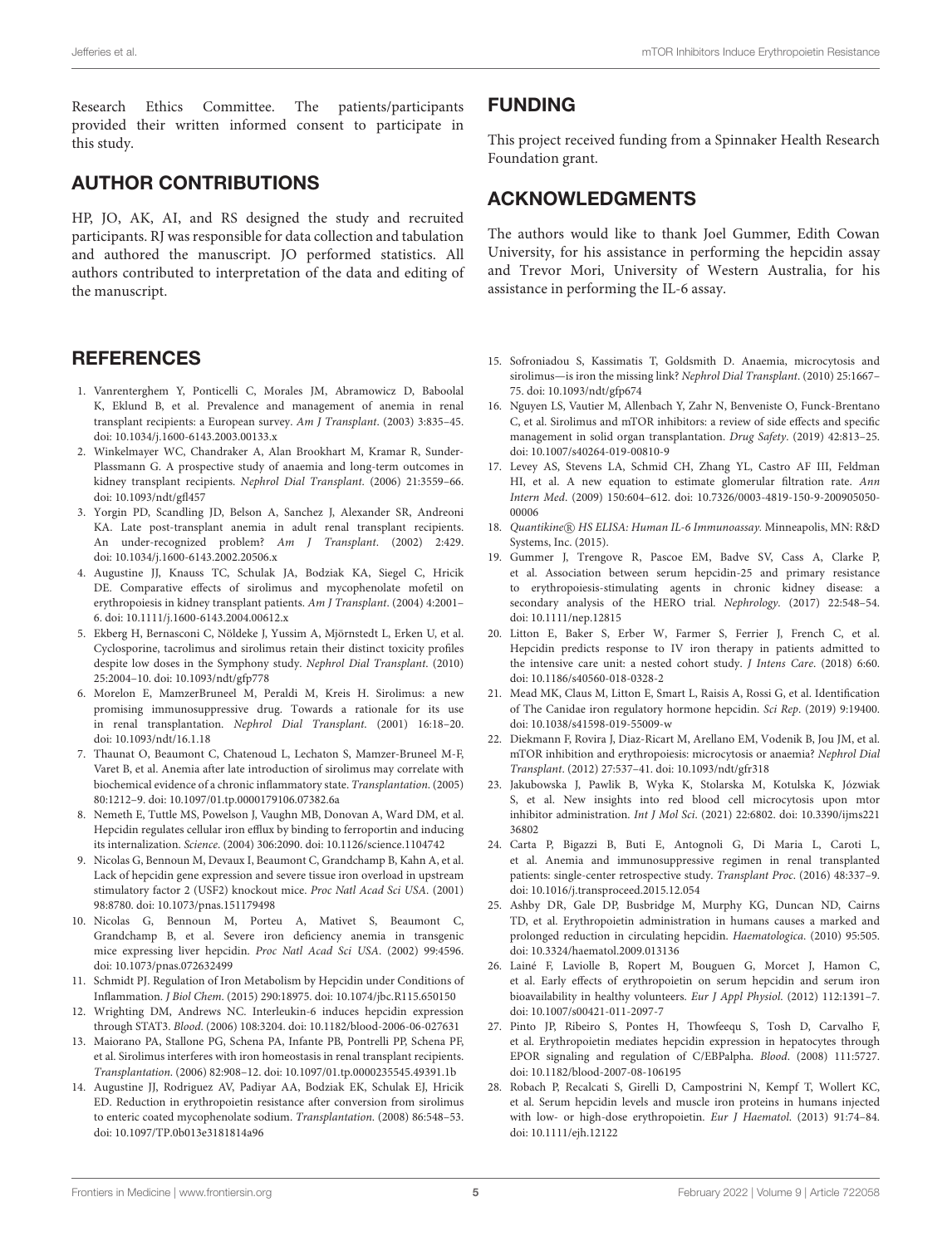Research Ethics Committee. The patients/participants provided their written informed consent to participate in this study.

## AUTHOR CONTRIBUTIONS

HP, JO, AK, AI, and RS designed the study and recruited participants. RJ was responsible for data collection and tabulation and authored the manuscript. JO performed statistics. All authors contributed to interpretation of the data and editing of the manuscript.

## FUNDING

This project received funding from a Spinnaker Health Research Foundation grant.

## ACKNOWLEDGMENTS

The authors would like to thank Joel Gummer, Edith Cowan University, for his assistance in performing the hepcidin assay and Trevor Mori, University of Western Australia, for his assistance in performing the IL-6 assay.

## REFERENCES

1. Vanrenterghem Y, Ponticelli C, Morales JM, Abramowicz D, Baboolal K, Eklund B, et al. Prevalence and management of anemia in renal transplant recipients: a European survey. *Am J Transplant*. (2003) 3:835–45. doi: 10.1034/j.1600-6143.2003.00133.x
2. Winkelmayer WC, Chandraker A, Alan Brookhart M, Kramar R, Sunder-Plassmann G. A prospective study of anaemia and long-term outcomes in kidney transplant recipients. *Nephrol Dial Transplant*. (2006) 21:3559–66. doi: 10.1093/ndt/gfl457
3. Yorgin PD, Scandling JD, Belson A, Sanchez J, Alexander SR, Andreoni KA. Late post-transplant anemia in adult renal transplant recipients. An under-recognized problem? *Am J Transplant*. (2002) 2:429. doi: 10.1034/j.1600-6143.2002.20506.x
4. Augustine JJ, Knauss TC, Schulak JA, Bodziak KA, Siegel C, Hricik DE. Comparative effects of sirolimus and mycophenolate mofetil on erythropoiesis in kidney transplant patients. *Am J Transplant*. (2004) 4:2001–6. doi: 10.1111/j.1600-6143.2004.00612.x
5. Ekberg H, Bernasconi C, Nöldeke J, Yussim A, Mjörnstedt L, Erken U, et al. Cyclosporine, tacrolimus and sirolimus retain their distinct toxicity profiles despite low doses in the Symphony study. *Nephrol Dial Transplant*. (2010) 25:2004–10. doi: 10.1093/ndt/gfp778
6. Morelon E, MamzerBruneel M, Peraldi M, Kreis H. Sirolimus: a new promising immunosuppressive drug. Towards a rationale for its use in renal transplantation. *Nephrol Dial Transplant*. (2001) 16:18–20. doi: 10.1093/ndt/16.1.18
7. Thaunat O, Beaumont C, Chatenoud L, Lechaton S, Mamzer-Bruneel M-F, Varet B, et al. Anemia after late introduction of sirolimus may correlate with biochemical evidence of a chronic inflammatory state. *Transplantation*. (2005) 80:1212–9. doi: 10.1097/01.tp.0000179106.07382.6a
8. Nemeth E, Tuttle MS, Powelson J, Vaughn MB, Donovan A, Ward DM, et al. Hepcidin regulates cellular iron efflux by binding to ferroportin and inducing its internalization. *Science*. (2004) 306:2090. doi: 10.1126/science.1104742
9. Nicolas G, Bennoun M, Devaux I, Beaumont C, Grandchamp B, Kahn A, et al. Lack of hepcidin gene expression and severe tissue iron overload in upstream stimulatory factor 2 (USF2) knockout mice. *Proc Natl Acad Sci USA*. (2001) 98:8780. doi: 10.1073/pnas.151179498
10. Nicolas G, Bennoun M, Porteu A, Mativet S, Beaumont C, Grandchamp B, et al. Severe iron deficiency anemia in transgenic mice expressing liver hepcidin. *Proc Natl Acad Sci USA*. (2002) 99:4596. doi: 10.1073/pnas.072632499
11. Schmidt PJ. Regulation of Iron Metabolism by Hepcidin under Conditions of Inflammation. *J Biol Chem*. (2015) 290:18975. doi: 10.1074/jbc.R115.650150
12. Wrighting DM, Andrews NC. Interleukin-6 induces hepcidin expression through STAT3. *Blood*. (2006) 108:3204. doi: 10.1182/blood-2006-06-027631
13. Maiorano PA, Stallone PG, Schena PA, Infante PB, Pontrelli PP, Schena PF, et al. Sirolimus interferes with iron homeostasis in renal transplant recipients. *Transplantation*. (2006) 82:908–12. doi: 10.1097/01.tp.0000235545.49391.1b
14. Augustine JJ, Rodriguez AV, Padiyar AA, Bodziak EK, Schulak EJ, Hricik ED. Reduction in erythropoietin resistance after conversion from sirolimus to enteric coated mycophenolate sodium. *Transplantation*. (2008) 86:548–53. doi: 10.1097/TP.0b013e3181814a96
15. Sofroniadou S, Kassimatis T, Goldsmith D. Anaemia, microcytosis and sirolimus—is iron the missing link? *Nephrol Dial Transplant*. (2010) 25:1667–75. doi: 10.1093/ndt/gfp674
16. Nguyen LS, Vautier M, Allenbach Y, Zahr N, Benveniste O, Funck-Brentano C, et al. Sirolimus and mTOR inhibitors: a review of side effects and specific management in solid organ transplantation. *Drug Safety*. (2019) 42:813–25. doi: 10.1007/s40264-019-00810-9
17. Levey AS, Stevens LA, Schmid CH, Zhang YL, Castro AF III, Feldman HI, et al. A new equation to estimate glomerular filtration rate. *Ann Intern Med*. (2009) 150:604–612. doi: 10.7326/0003-4819-150-9-200905050-00006
18. *Quantikine® HS ELISA: Human IL-6 Immunoassay*. Minneapolis, MN: R&D Systems, Inc. (2015).
19. Gummer J, Trengove R, Pascoe EM, Badve SV, Cass A, Clarke P, et al. Association between serum hepcidin-25 and primary resistance to erythropoiesis-stimulating agents in chronic kidney disease: a secondary analysis of the HERO trial. *Nephrology*. (2017) 22:548–54. doi: 10.1111/nep.12815
20. Litton E, Baker S, Erber W, Farmer S, Ferrier J, French C, et al. Hepcidin predicts response to IV iron therapy in patients admitted to the intensive care unit: a nested cohort study. *J Intens Care*. (2018) 6:60. doi: 10.1186/s40560-018-0328-2
21. Mead MK, Claus M, Litton E, Smart L, Raisis A, Rossi G, et al. Identification of The Canidae iron regulatory hormone hepcidin. *Sci Rep*. (2019) 9:19400. doi: 10.1038/s41598-019-55009-w
22. Diekmann F, Rovira J, Diaz-Ricart M, Arellano EM, Vodenik B, Jou JM, et al. mTOR inhibition and erythropoiesis: microcytosis or anaemia? *Nephrol Dial Transplant*. (2012) 27:537–41. doi: 10.1093/ndt/gfr318
23. Jakubowska J, Pawlik B, Wyka K, Stolarska M, Kotulska K, Józwiak S, et al. New insights into red blood cell microcytosis upon mtor inhibitor administration. *Int J Mol Sci*. (2021) 22:6802. doi: 10.3390/ijms22136802
24. Carta P, Bigazzi B, Buti E, Antognoli G, Di Maria L, Caroti L, et al. Anemia and immunosuppressive regimen in renal transplanted patients: single-center retrospective study. *Transplant Proc*. (2016) 48:337–9. doi: 10.1016/j.transproceed.2015.12.054
25. Ashby DR, Gale DP, Busbridge M, Murphy KG, Duncan ND, Cairns TD, et al. Erythropoietin administration in humans causes a marked and prolonged reduction in circulating hepcidin. *Haematologica*. (2010) 95:505. doi: 10.3324/haematol.2009.013136
26. Lainé F, Laviolle B, Ropert M, Bouguen G, Morcet J, Hamon C, et al. Early effects of erythropoietin on serum hepcidin and serum iron bioavailability in healthy volunteers. *Eur J Appl Physiol*. (2012) 112:1391–7. doi: 10.1007/s00421-011-2097-7
27. Pinto JP, Ribeiro S, Pontes H, Thowfeequ S, Tosh D, Carvalho F, et al. Erythropoietin mediates hepcidin expression in hepatocytes through EPOR signaling and regulation of C/EBPalpha. *Blood*. (2008) 111:5727. doi: 10.1182/blood-2007-08-106195
28. Robach P, Recalcati S, Girelli D, Campostrini N, Kempf T, Wollert KC, et al. Serum hepcidin levels and muscle iron proteins in humans injected with low- or high-dose erythropoietin. *Eur J Haematol*. (2013) 91:74–84. doi: 10.1111/ejh.12122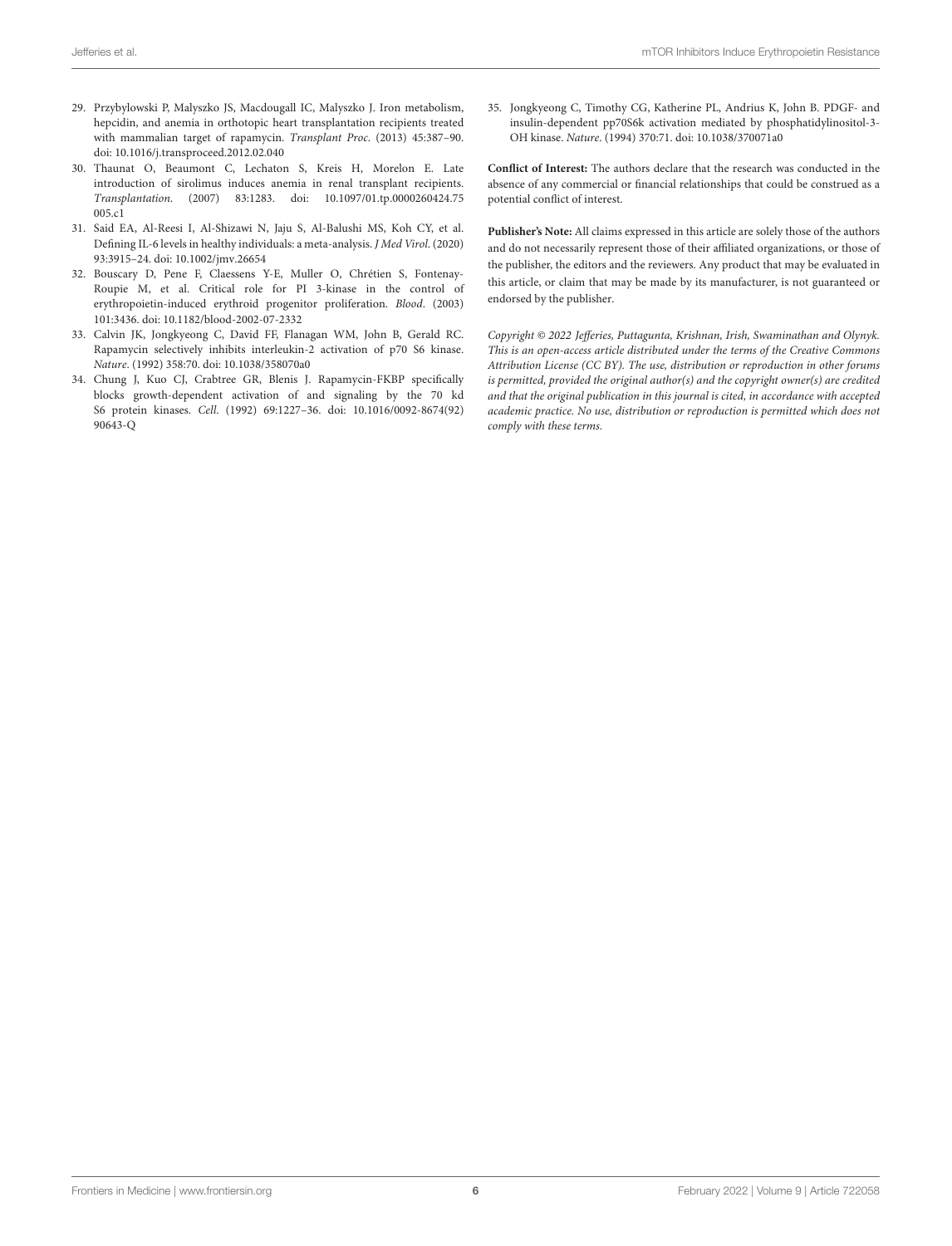29. Przybylowski P, Malyszko JS, Macdougall IC, Malyszko J. Iron metabolism, hepcidin, and anemia in orthotopic heart transplantation recipients treated with mammalian target of rapamycin. *Transplant Proc*. (2013) 45:387–90. doi: 10.1016/j.transproceed.2012.02.040
30. Thaunat O, Beaumont C, Lechaton S, Kreis H, Morelon E. Late introduction of sirolimus induces anemia in renal transplant recipients. *Transplantation*. (2007) 83:1283. doi: 10.1097/01.tp.0000260424.75005.c1
31. Said EA, Al-Reesi I, Al-Shizawi N, Jaju S, Al-Balushi MS, Koh CY, et al. Defining IL-6 levels in healthy individuals: a meta-analysis. *J Med Virol*. (2020) 93:3915–24. doi: 10.1002/jmv.26654
32. Bouscary D, Pene F, Claessens Y-E, Muller O, Chrétien S, Fontenay-Roupie M, et al. Critical role for PI 3-kinase in the control of erythropoietin-induced erythroid progenitor proliferation. *Blood*. (2003) 101:3436. doi: 10.1182/blood-2002-07-2332
33. Calvin JK, Jongkyeong C, David FF, Flanagan WM, John B, Gerald RC. Rapamycin selectively inhibits interleukin-2 activation of p70 S6 kinase. *Nature*. (1992) 358:70. doi: 10.1038/358070a0
34. Chung J, Kuo CJ, Crabtree GR, Blenis J. Rapamycin-FKBP specifically blocks growth-dependent activation of and signaling by the 70 kd S6 protein kinases. *Cell*. (1992) 69:1227–36. doi: 10.1016/0092-8674(92)90643-Q
35. Jongkyeong C, Timothy CG, Katherine PL, Andrius K, John B. PDGF- and insulin-dependent pp70S6k activation mediated by phosphatidylinositol-3-OH kinase. *Nature*. (1994) 370:71. doi: 10.1038/370071a0

**Conflict of Interest:** The authors declare that the research was conducted in the absence of any commercial or financial relationships that could be construed as a potential conflict of interest.

**Publisher's Note:** All claims expressed in this article are solely those of the authors and do not necessarily represent those of their affiliated organizations, or those of the publisher, the editors and the reviewers. Any product that may be evaluated in this article, or claim that may be made by its manufacturer, is not guaranteed or endorsed by the publisher.

*Copyright © 2022 Jefferies, Puttagunta, Krishnan, Irish, Swaminathan and Olynyk. This is an open-access article distributed under the terms of the Creative Commons Attribution License (CC BY). The use, distribution or reproduction in other forums is permitted, provided the original author(s) and the copyright owner(s) are credited and that the original publication in this journal is cited, in accordance with accepted academic practice. No use, distribution or reproduction is permitted which does not comply with these terms.*